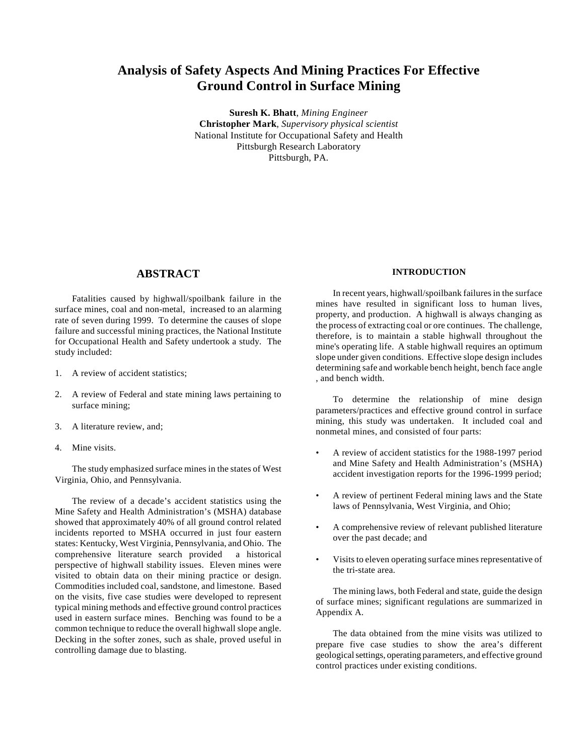# Analysis of Safety Aspects And Mining Practices For Effective Ground Control in Surface Mining

**Suresh K. Bhatt**, *Mining Engineer*
**Christopher Mark**, *Supervisory physical scientist*
National Institute for Occupational Safety and Health
Pittsburgh Research Laboratory
Pittsburgh, PA.

## ABSTRACT

Fatalities caused by highwall/spoilbank failure in the surface mines, coal and non-metal, increased to an alarming rate of seven during 1999. To determine the causes of slope failure and successful mining practices, the National Institute for Occupational Health and Safety undertook a study. The study included:

1. A review of accident statistics;
2. A review of Federal and state mining laws pertaining to surface mining;
3. A literature review, and;
4. Mine visits.

The study emphasized surface mines in the states of West Virginia, Ohio, and Pennsylvania.

The review of a decade's accident statistics using the Mine Safety and Health Administration's (MSHA) database showed that approximately 40% of all ground control related incidents reported to MSHA occurred in just four eastern states: Kentucky, West Virginia, Pennsylvania, and Ohio. The comprehensive literature search provided a historical perspective of highwall stability issues. Eleven mines were visited to obtain data on their mining practice or design. Commodities included coal, sandstone, and limestone. Based on the visits, five case studies were developed to represent typical mining methods and effective ground control practices used in eastern surface mines. Benching was found to be a common technique to reduce the overall highwall slope angle. Decking in the softer zones, such as shale, proved useful in controlling damage due to blasting.

## INTRODUCTION

In recent years, highwall/spoilbank failures in the surface mines have resulted in significant loss to human lives, property, and production. A highwall is always changing as the process of extracting coal or ore continues. The challenge, therefore, is to maintain a stable highwall throughout the mine's operating life. A stable highwall requires an optimum slope under given conditions. Effective slope design includes determining safe and workable bench height, bench face angle , and bench width.

To determine the relationship of mine design parameters/practices and effective ground control in surface mining, this study was undertaken. It included coal and nonmetal mines, and consisted of four parts:

- A review of accident statistics for the 1988-1997 period and Mine Safety and Health Administration's (MSHA) accident investigation reports for the 1996-1999 period;
- A review of pertinent Federal mining laws and the State laws of Pennsylvania, West Virginia, and Ohio;
- A comprehensive review of relevant published literature over the past decade; and
- Visits to eleven operating surface mines representative of the tri-state area.

The mining laws, both Federal and state, guide the design of surface mines; significant regulations are summarized in Appendix A.

The data obtained from the mine visits was utilized to prepare five case studies to show the area's different geological settings, operating parameters, and effective ground control practices under existing conditions.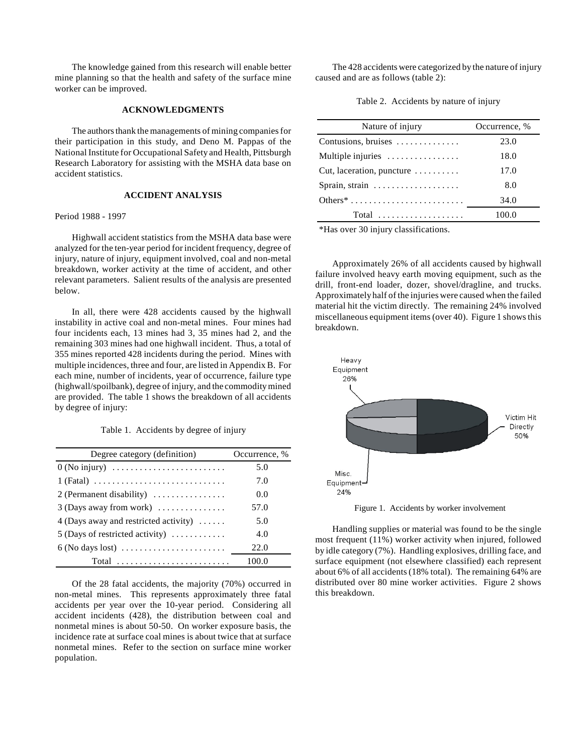The knowledge gained from this research will enable better mine planning so that the health and safety of the surface mine worker can be improved.

## ACKNOWLEDGMENTS

The authors thank the managements of mining companies for their participation in this study, and Deno M. Pappas of the National Institute for Occupational Safety and Health, Pittsburgh Research Laboratory for assisting with the MSHA data base on accident statistics.

## ACCIDENT ANALYSIS

Period 1988 - 1997

Highwall accident statistics from the MSHA data base were analyzed for the ten-year period for incident frequency, degree of injury, nature of injury, equipment involved, coal and non-metal breakdown, worker activity at the time of accident, and other relevant parameters. Salient results of the analysis are presented below.

In all, there were 428 accidents caused by the highwall instability in active coal and non-metal mines. Four mines had four incidents each, 13 mines had 3, 35 mines had 2, and the remaining 303 mines had one highwall incident. Thus, a total of 355 mines reported 428 incidents during the period. Mines with multiple incidences, three and four, are listed in Appendix B. For each mine, number of incidents, year of occurrence, failure type (highwall/spoilbank), degree of injury, and the commodity mined are provided. The table 1 shows the breakdown of all accidents by degree of injury:

Table 1. Accidents by degree of injury

| Degree category (definition) | Occurrence, % |
|---|---|
| 0 (No injury) | 5.0 |
| 1 (Fatal) | 7.0 |
| 2 (Permanent disability) | 0.0 |
| 3 (Days away from work) | 57.0 |
| 4 (Days away and restricted activity) | 5.0 |
| 5 (Days of restricted activity) | 4.0 |
| 6 (No days lost) | 22.0 |
| Total | 100.0 |

Of the 28 fatal accidents, the majority (70%) occurred in non-metal mines. This represents approximately three fatal accidents per year over the 10-year period. Considering all accident incidents (428), the distribution between coal and nonmetal mines is about 50-50. On worker exposure basis, the incidence rate at surface coal mines is about twice that at surface nonmetal mines. Refer to the section on surface mine worker population.

The 428 accidents were categorized by the nature of injury caused and are as follows (table 2):

Table 2. Accidents by nature of injury

| Nature of injury | Occurrence, % |
|---|---|
| Contusions, bruises | 23.0 |
| Multiple injuries | 18.0 |
| Cut, laceration, puncture | 17.0 |
| Sprain, strain | 8.0 |
| Others* | 34.0 |
| Total | 100.0 |

*Has over 30 injury classifications.

Approximately 26% of all accidents caused by highwall failure involved heavy earth moving equipment, such as the drill, front-end loader, dozer, shovel/dragline, and trucks. Approximately half of the injuries were caused when the failed material hit the victim directly. The remaining 24% involved miscellaneous equipment items (over 40). Figure 1 shows this breakdown.

Figure 1. Accidents by worker involvement

Handling supplies or material was found to be the single most frequent (11%) worker activity when injured, followed by idle category (7%). Handling explosives, drilling face, and surface equipment (not elsewhere classified) each represent about 6% of all accidents (18% total). The remaining 64% are distributed over 80 mine worker activities. Figure 2 shows this breakdown.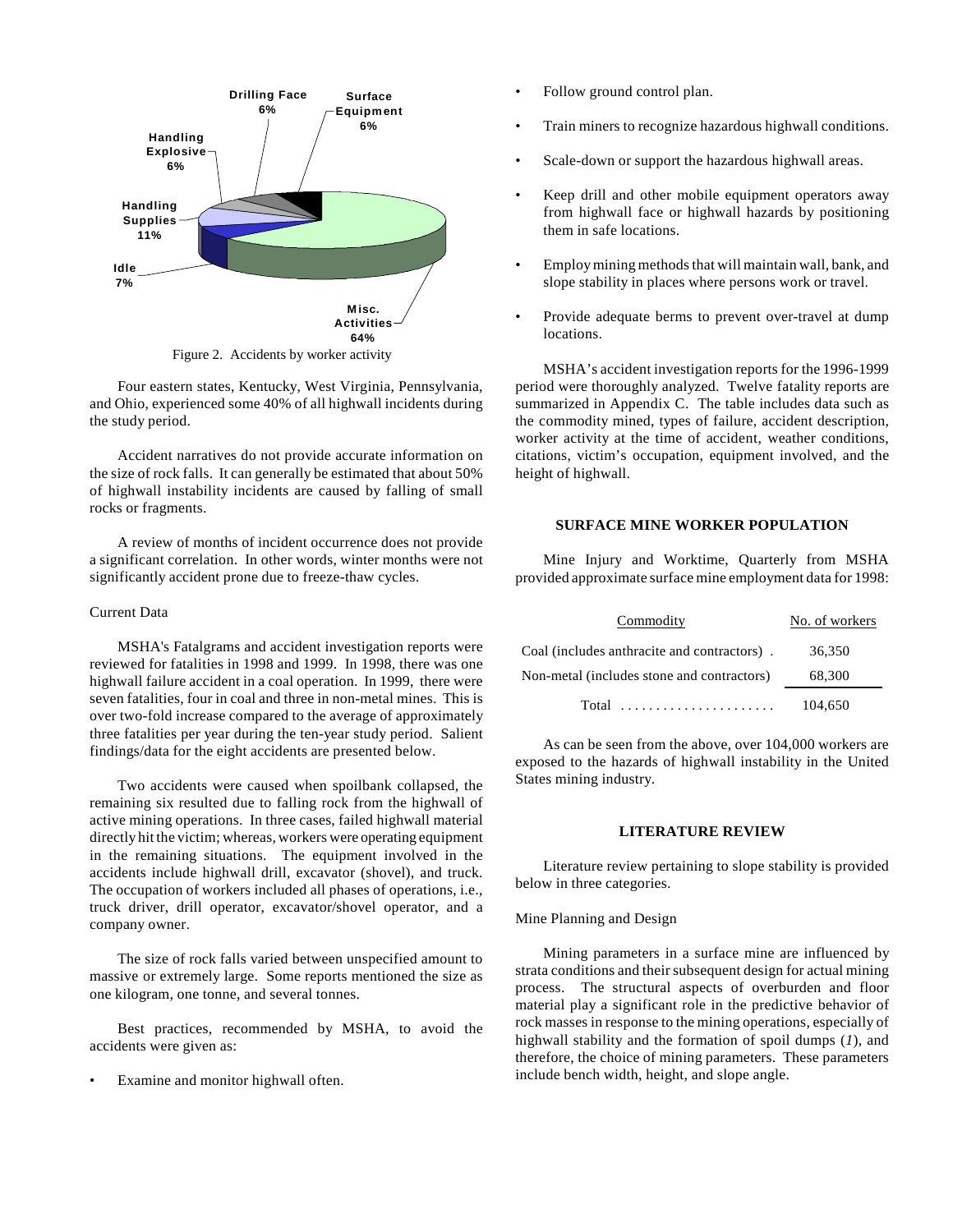Figure 2. Accidents by worker activity

Four eastern states, Kentucky, West Virginia, Pennsylvania, and Ohio, experienced some 40% of all highwall incidents during the study period.

Accident narratives do not provide accurate information on the size of rock falls. It can generally be estimated that about 50% of highwall instability incidents are caused by falling of small rocks or fragments.

A review of months of incident occurrence does not provide a significant correlation. In other words, winter months were not significantly accident prone due to freeze-thaw cycles.

### Current Data

MSHA's Fatalgrams and accident investigation reports were reviewed for fatalities in 1998 and 1999. In 1998, there was one highwall failure accident in a coal operation. In 1999, there were seven fatalities, four in coal and three in non-metal mines. This is over two-fold increase compared to the average of approximately three fatalities per year during the ten-year study period. Salient findings/data for the eight accidents are presented below.

Two accidents were caused when spoilbank collapsed, the remaining six resulted due to falling rock from the highwall of active mining operations. In three cases, failed highwall material directly hit the victim; whereas, workers were operating equipment in the remaining situations. The equipment involved in the accidents include highwall drill, excavator (shovel), and truck. The occupation of workers included all phases of operations, i.e., truck driver, drill operator, excavator/shovel operator, and a company owner.

The size of rock falls varied between unspecified amount to massive or extremely large. Some reports mentioned the size as one kilogram, one tonne, and several tonnes.

Best practices, recommended by MSHA, to avoid the accidents were given as:

- Examine and monitor highwall often.
- Follow ground control plan.
- Train miners to recognize hazardous highwall conditions.
- Scale-down or support the hazardous highwall areas.
- Keep drill and other mobile equipment operators away from highwall face or highwall hazards by positioning them in safe locations.
- Employ mining methods that will maintain wall, bank, and slope stability in places where persons work or travel.
- Provide adequate berms to prevent over-travel at dump locations.

MSHA's accident investigation reports for the 1996-1999 period were thoroughly analyzed. Twelve fatality reports are summarized in Appendix C. The table includes data such as the commodity mined, types of failure, accident description, worker activity at the time of accident, weather conditions, citations, victim's occupation, equipment involved, and the height of highwall.

## SURFACE MINE WORKER POPULATION

Mine Injury and Worktime, Quarterly from MSHA provided approximate surface mine employment data for 1998:

| Commodity | No. of workers |
|---|---|
| Coal (includes anthracite and contractors) . | 36,350 |
| Non-metal (includes stone and contractors) | 68,300 |
| Total ...................... | 104,650 |

As can be seen from the above, over 104,000 workers are exposed to the hazards of highwall instability in the United States mining industry.

## LITERATURE REVIEW

Literature review pertaining to slope stability is provided below in three categories.

### Mine Planning and Design

Mining parameters in a surface mine are influenced by strata conditions and their subsequent design for actual mining process. The structural aspects of overburden and floor material play a significant role in the predictive behavior of rock masses in response to the mining operations, especially of highwall stability and the formation of spoil dumps (*1*), and therefore, the choice of mining parameters. These parameters include bench width, height, and slope angle.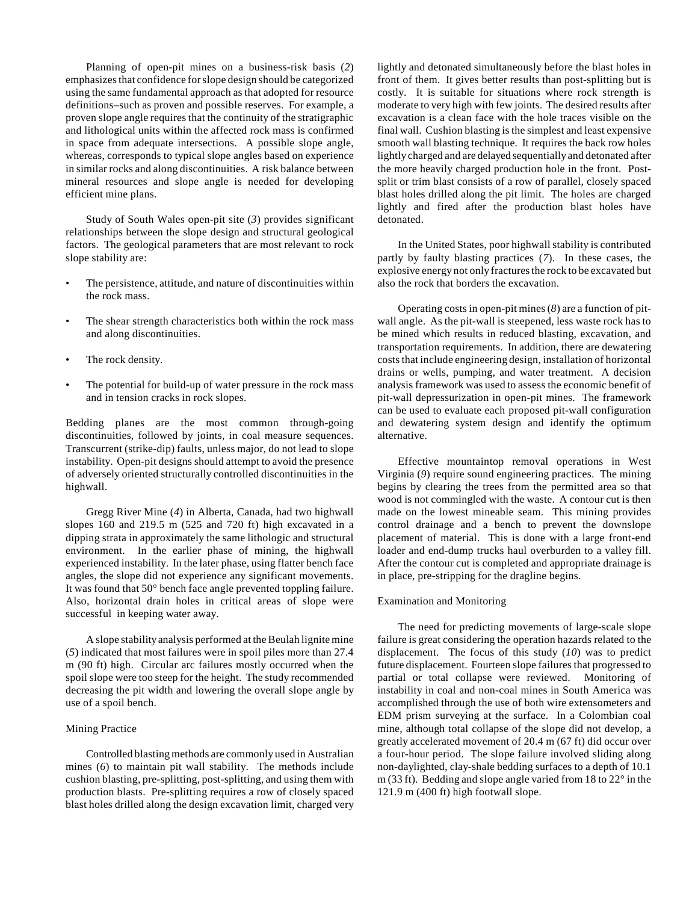Planning of open-pit mines on a business-risk basis (*2*) emphasizes that confidence for slope design should be categorized using the same fundamental approach as that adopted for resource definitions–such as proven and possible reserves. For example, a proven slope angle requires that the continuity of the stratigraphic and lithological units within the affected rock mass is confirmed in space from adequate intersections. A possible slope angle, whereas, corresponds to typical slope angles based on experience in similar rocks and along discontinuities. A risk balance between mineral resources and slope angle is needed for developing efficient mine plans.

Study of South Wales open-pit site (*3*) provides significant relationships between the slope design and structural geological factors. The geological parameters that are most relevant to rock slope stability are:

- The persistence, attitude, and nature of discontinuities within the rock mass.
- The shear strength characteristics both within the rock mass and along discontinuities.
- The rock density.
- The potential for build-up of water pressure in the rock mass and in tension cracks in rock slopes.

Bedding planes are the most common through-going discontinuities, followed by joints, in coal measure sequences. Transcurrent (strike-dip) faults, unless major, do not lead to slope instability. Open-pit designs should attempt to avoid the presence of adversely oriented structurally controlled discontinuities in the highwall.

Gregg River Mine (*4*) in Alberta, Canada, had two highwall slopes 160 and 219.5 m (525 and 720 ft) high excavated in a dipping strata in approximately the same lithologic and structural environment. In the earlier phase of mining, the highwall experienced instability. In the later phase, using flatter bench face angles, the slope did not experience any significant movements. It was found that 50° bench face angle prevented toppling failure. Also, horizontal drain holes in critical areas of slope were successful in keeping water away.

A slope stability analysis performed at the Beulah lignite mine (*5*) indicated that most failures were in spoil piles more than 27.4 m (90 ft) high. Circular arc failures mostly occurred when the spoil slope were too steep for the height. The study recommended decreasing the pit width and lowering the overall slope angle by use of a spoil bench.

## Mining Practice

Controlled blasting methods are commonly used in Australian mines (*6*) to maintain pit wall stability. The methods include cushion blasting, pre-splitting, post-splitting, and using them with production blasts. Pre-splitting requires a row of closely spaced blast holes drilled along the design excavation limit, charged very lightly and detonated simultaneously before the blast holes in front of them. It gives better results than post-splitting but is costly. It is suitable for situations where rock strength is moderate to very high with few joints. The desired results after excavation is a clean face with the hole traces visible on the final wall. Cushion blasting is the simplest and least expensive smooth wall blasting technique. It requires the back row holes lightly charged and are delayed sequentially and detonated after the more heavily charged production hole in the front. Post-split or trim blast consists of a row of parallel, closely spaced blast holes drilled along the pit limit. The holes are charged lightly and fired after the production blast holes have detonated.

In the United States, poor highwall stability is contributed partly by faulty blasting practices (*7*). In these cases, the explosive energy not only fractures the rock to be excavated but also the rock that borders the excavation.

Operating costs in open-pit mines (*8*) are a function of pit-wall angle. As the pit-wall is steepened, less waste rock has to be mined which results in reduced blasting, excavation, and transportation requirements. In addition, there are dewatering costs that include engineering design, installation of horizontal drains or wells, pumping, and water treatment. A decision analysis framework was used to assess the economic benefit of pit-wall depressurization in open-pit mines. The framework can be used to evaluate each proposed pit-wall configuration and dewatering system design and identify the optimum alternative.

Effective mountaintop removal operations in West Virginia (*9*) require sound engineering practices. The mining begins by clearing the trees from the permitted area so that wood is not commingled with the waste. A contour cut is then made on the lowest mineable seam. This mining provides control drainage and a bench to prevent the downslope placement of material. This is done with a large front-end loader and end-dump trucks haul overburden to a valley fill. After the contour cut is completed and appropriate drainage is in place, pre-stripping for the dragline begins.

## Examination and Monitoring

The need for predicting movements of large-scale slope failure is great considering the operation hazards related to the displacement. The focus of this study (*10*) was to predict future displacement. Fourteen slope failures that progressed to partial or total collapse were reviewed. Monitoring of instability in coal and non-coal mines in South America was accomplished through the use of both wire extensometers and EDM prism surveying at the surface. In a Colombian coal mine, although total collapse of the slope did not develop, a greatly accelerated movement of 20.4 m (67 ft) did occur over a four-hour period. The slope failure involved sliding along non-daylighted, clay-shale bedding surfaces to a depth of 10.1 m (33 ft). Bedding and slope angle varied from 18 to 22° in the 121.9 m (400 ft) high footwall slope.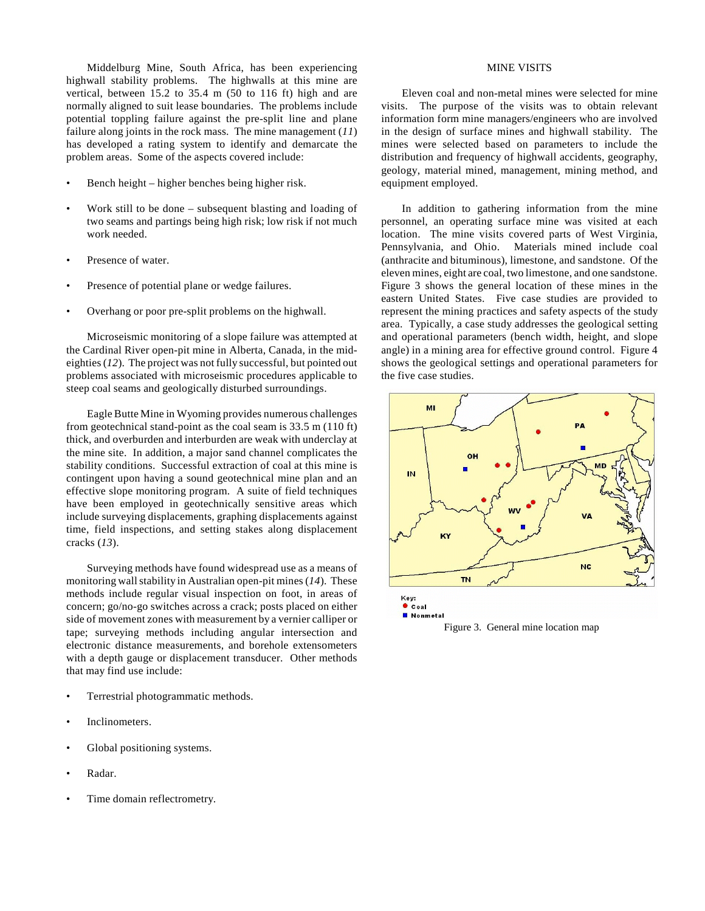Middelburg Mine, South Africa, has been experiencing highwall stability problems. The highwalls at this mine are vertical, between 15.2 to 35.4 m (50 to 116 ft) high and are normally aligned to suit lease boundaries. The problems include potential toppling failure against the pre-split line and plane failure along joints in the rock mass. The mine management (*11*) has developed a rating system to identify and demarcate the problem areas. Some of the aspects covered include:

- Bench height – higher benches being higher risk.
- Work still to be done – subsequent blasting and loading of two seams and partings being high risk; low risk if not much work needed.
- Presence of water.
- Presence of potential plane or wedge failures.
- Overhang or poor pre-split problems on the highwall.

Microseismic monitoring of a slope failure was attempted at the Cardinal River open-pit mine in Alberta, Canada, in the mid-eighties (*12*). The project was not fully successful, but pointed out problems associated with microseismic procedures applicable to steep coal seams and geologically disturbed surroundings.

Eagle Butte Mine in Wyoming provides numerous challenges from geotechnical stand-point as the coal seam is 33.5 m (110 ft) thick, and overburden and interburden are weak with underclay at the mine site. In addition, a major sand channel complicates the stability conditions. Successful extraction of coal at this mine is contingent upon having a sound geotechnical mine plan and an effective slope monitoring program. A suite of field techniques have been employed in geotechnically sensitive areas which include surveying displacements, graphing displacements against time, field inspections, and setting stakes along displacement cracks (*13*).

Surveying methods have found widespread use as a means of monitoring wall stability in Australian open-pit mines (*14*). These methods include regular visual inspection on foot, in areas of concern; go/no-go switches across a crack; posts placed on either side of movement zones with measurement by a vernier calliper or tape; surveying methods including angular intersection and electronic distance measurements, and borehole extensometers with a depth gauge or displacement transducer. Other methods that may find use include:

- Terrestrial photogrammatic methods.
- Inclinometers.
- Global positioning systems.
- Radar.
- Time domain reflectrometry.

## MINE VISITS

Eleven coal and non-metal mines were selected for mine visits. The purpose of the visits was to obtain relevant information form mine managers/engineers who are involved in the design of surface mines and highwall stability. The mines were selected based on parameters to include the distribution and frequency of highwall accidents, geography, geology, material mined, management, mining method, and equipment employed.

In addition to gathering information from the mine personnel, an operating surface mine was visited at each location. The mine visits covered parts of West Virginia, Pennsylvania, and Ohio. Materials mined include coal (anthracite and bituminous), limestone, and sandstone. Of the eleven mines, eight are coal, two limestone, and one sandstone. Figure 3 shows the general location of these mines in the eastern United States. Five case studies are provided to represent the mining practices and safety aspects of the study area. Typically, a case study addresses the geological setting and operational parameters (bench width, height, and slope angle) in a mining area for effective ground control. Figure 4 shows the geological settings and operational parameters for the five case studies.

Figure 3. General mine location map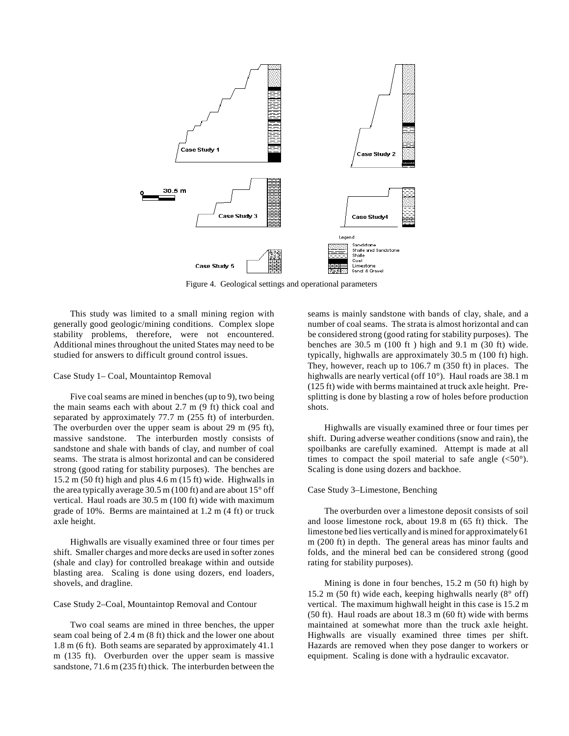Figure 4. Geological settings and operational parameters

This study was limited to a small mining region with generally good geologic/mining conditions. Complex slope stability problems, therefore, were not encountered. Additional mines throughout the united States may need to be studied for answers to difficult ground control issues.

Case Study 1– Coal, Mountaintop Removal

Five coal seams are mined in benches (up to 9), two being the main seams each with about 2.7 m (9 ft) thick coal and separated by approximately 77.7 m (255 ft) of interburden. The overburden over the upper seam is about 29 m (95 ft), massive sandstone. The interburden mostly consists of sandstone and shale with bands of clay, and number of coal seams. The strata is almost horizontal and can be considered strong (good rating for stability purposes). The benches are 15.2 m (50 ft) high and plus 4.6 m (15 ft) wide. Highwalls in the area typically average 30.5 m (100 ft) and are about 15° off vertical. Haul roads are 30.5 m (100 ft) wide with maximum grade of 10%. Berms are maintained at 1.2 m (4 ft) or truck axle height.

Highwalls are visually examined three or four times per shift. Smaller charges and more decks are used in softer zones (shale and clay) for controlled breakage within and outside blasting area. Scaling is done using dozers, end loaders, shovels, and dragline.

Case Study 2–Coal, Mountaintop Removal and Contour

Two coal seams are mined in three benches, the upper seam coal being of 2.4 m (8 ft) thick and the lower one about 1.8 m (6 ft). Both seams are separated by approximately 41.1 m (135 ft). Overburden over the upper seam is massive sandstone, 71.6 m (235 ft) thick. The interburden between the seams is mainly sandstone with bands of clay, shale, and a number of coal seams. The strata is almost horizontal and can be considered strong (good rating for stability purposes). The benches are 30.5 m (100 ft ) high and 9.1 m (30 ft) wide. typically, highwalls are approximately 30.5 m (100 ft) high. They, however, reach up to 106.7 m (350 ft) in places. The highwalls are nearly vertical (off 10°). Haul roads are 38.1 m (125 ft) wide with berms maintained at truck axle height. Pre-splitting is done by blasting a row of holes before production shots.

Highwalls are visually examined three or four times per shift. During adverse weather conditions (snow and rain), the spoilbanks are carefully examined. Attempt is made at all times to compact the spoil material to safe angle (<50°). Scaling is done using dozers and backhoe.

Case Study 3–Limestone, Benching

The overburden over a limestone deposit consists of soil and loose limestone rock, about 19.8 m (65 ft) thick. The limestone bed lies vertically and is mined for approximately 61 m (200 ft) in depth. The general areas has minor faults and folds, and the mineral bed can be considered strong (good rating for stability purposes).

Mining is done in four benches, 15.2 m (50 ft) high by 15.2 m (50 ft) wide each, keeping highwalls nearly (8° off) vertical. The maximum highwall height in this case is 15.2 m (50 ft). Haul roads are about 18.3 m (60 ft) wide with berms maintained at somewhat more than the truck axle height. Highwalls are visually examined three times per shift. Hazards are removed when they pose danger to workers or equipment. Scaling is done with a hydraulic excavator.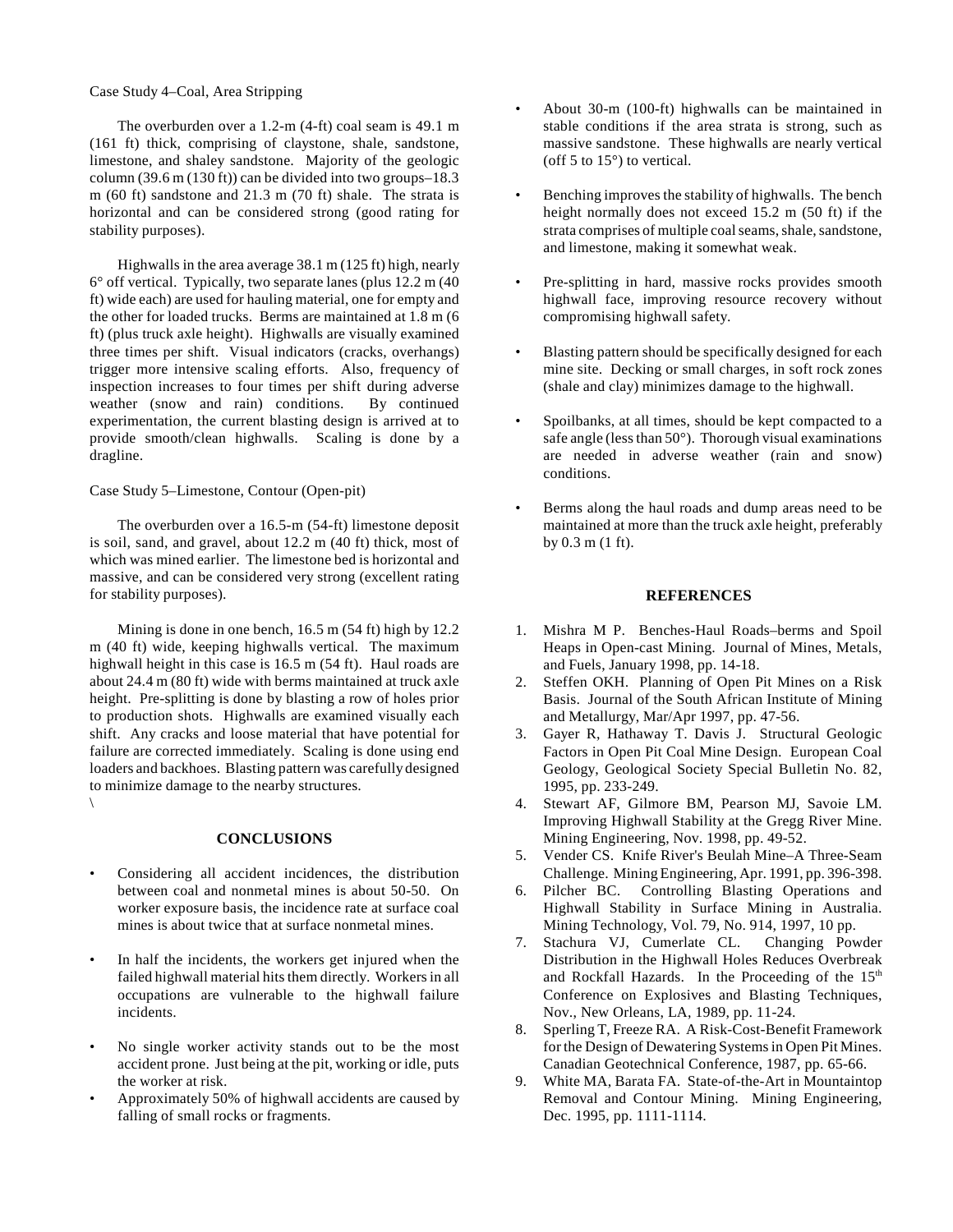Case Study 4–Coal, Area Stripping

The overburden over a 1.2-m (4-ft) coal seam is 49.1 m (161 ft) thick, comprising of claystone, shale, sandstone, limestone, and shaley sandstone. Majority of the geologic column (39.6 m (130 ft)) can be divided into two groups–18.3 m (60 ft) sandstone and 21.3 m (70 ft) shale. The strata is horizontal and can be considered strong (good rating for stability purposes).

Highwalls in the area average 38.1 m (125 ft) high, nearly 6° off vertical. Typically, two separate lanes (plus 12.2 m (40 ft) wide each) are used for hauling material, one for empty and the other for loaded trucks. Berms are maintained at 1.8 m (6 ft) (plus truck axle height). Highwalls are visually examined three times per shift. Visual indicators (cracks, overhangs) trigger more intensive scaling efforts. Also, frequency of inspection increases to four times per shift during adverse weather (snow and rain) conditions. By continued experimentation, the current blasting design is arrived at to provide smooth/clean highwalls. Scaling is done by a dragline.

Case Study 5–Limestone, Contour (Open-pit)

The overburden over a 16.5-m (54-ft) limestone deposit is soil, sand, and gravel, about 12.2 m (40 ft) thick, most of which was mined earlier. The limestone bed is horizontal and massive, and can be considered very strong (excellent rating for stability purposes).

Mining is done in one bench, 16.5 m (54 ft) high by 12.2 m (40 ft) wide, keeping highwalls vertical. The maximum highwall height in this case is 16.5 m (54 ft). Haul roads are about 24.4 m (80 ft) wide with berms maintained at truck axle height. Pre-splitting is done by blasting a row of holes prior to production shots. Highwalls are examined visually each shift. Any cracks and loose material that have potential for failure are corrected immediately. Scaling is done using end loaders and backhoes. Blasting pattern was carefully designed to minimize damage to the nearby structures.
\

## CONCLUSIONS

- Considering all accident incidences, the distribution between coal and nonmetal mines is about 50-50. On worker exposure basis, the incidence rate at surface coal mines is about twice that at surface nonmetal mines.
- In half the incidents, the workers get injured when the failed highwall material hits them directly. Workers in all occupations are vulnerable to the highwall failure incidents.
- No single worker activity stands out to be the most accident prone. Just being at the pit, working or idle, puts the worker at risk.
- Approximately 50% of highwall accidents are caused by falling of small rocks or fragments.
- About 30-m (100-ft) highwalls can be maintained in stable conditions if the area strata is strong, such as massive sandstone. These highwalls are nearly vertical (off 5 to 15°) to vertical.
- Benching improves the stability of highwalls. The bench height normally does not exceed 15.2 m (50 ft) if the strata comprises of multiple coal seams, shale, sandstone, and limestone, making it somewhat weak.
- Pre-splitting in hard, massive rocks provides smooth highwall face, improving resource recovery without compromising highwall safety.
- Blasting pattern should be specifically designed for each mine site. Decking or small charges, in soft rock zones (shale and clay) minimizes damage to the highwall.
- Spoilbanks, at all times, should be kept compacted to a safe angle (less than 50°). Thorough visual examinations are needed in adverse weather (rain and snow) conditions.
- Berms along the haul roads and dump areas need to be maintained at more than the truck axle height, preferably by 0.3 m (1 ft).

## REFERENCES

1. Mishra M P. Benches-Haul Roads–berms and Spoil Heaps in Open-cast Mining. Journal of Mines, Metals, and Fuels, January 1998, pp. 14-18.
2. Steffen OKH. Planning of Open Pit Mines on a Risk Basis. Journal of the South African Institute of Mining and Metallurgy, Mar/Apr 1997, pp. 47-56.
3. Gayer R, Hathaway T. Davis J. Structural Geologic Factors in Open Pit Coal Mine Design. European Coal Geology, Geological Society Special Bulletin No. 82, 1995, pp. 233-249.
4. Stewart AF, Gilmore BM, Pearson MJ, Savoie LM. Improving Highwall Stability at the Gregg River Mine. Mining Engineering, Nov. 1998, pp. 49-52.
5. Vender CS. Knife River's Beulah Mine–A Three-Seam Challenge. Mining Engineering, Apr. 1991, pp. 396-398.
6. Pilcher BC. Controlling Blasting Operations and Highwall Stability in Surface Mining in Australia. Mining Technology, Vol. 79, No. 914, 1997, 10 pp.
7. Stachura VJ, Cumerlate CL. Changing Powder Distribution in the Highwall Holes Reduces Overbreak and Rockfall Hazards. In the Proceeding of the 15th Conference on Explosives and Blasting Techniques, Nov., New Orleans, LA, 1989, pp. 11-24.
8. Sperling T, Freeze RA. A Risk-Cost-Benefit Framework for the Design of Dewatering Systems in Open Pit Mines. Canadian Geotechnical Conference, 1987, pp. 65-66.
9. White MA, Barata FA. State-of-the-Art in Mountaintop Removal and Contour Mining. Mining Engineering, Dec. 1995, pp. 1111-1114.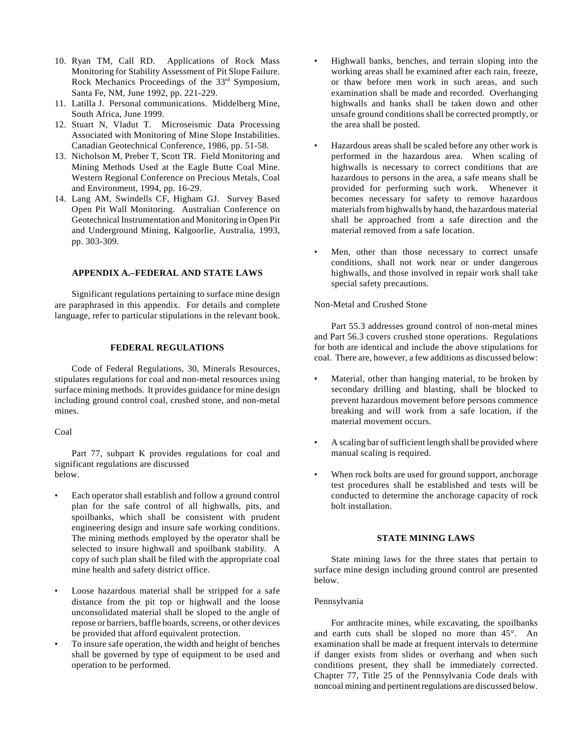10. Ryan TM, Call RD. Applications of Rock Mass Monitoring for Stability Assessment of Pit Slope Failure. Rock Mechanics Proceedings of the 33rd Symposium, Santa Fe, NM, June 1992, pp. 221-229.
11. Latilla J. Personal communications. Middelberg Mine, South Africa, June 1999.
12. Stuart N, Vladut T. Microseismic Data Processing Associated with Monitoring of Mine Slope Instabilities. Canadian Geotechnical Conference, 1986, pp. 51-58.
13. Nicholson M, Preber T, Scott TR. Field Monitoring and Mining Methods Used at the Eagle Butte Coal Mine. Western Regional Conference on Precious Metals, Coal and Environment, 1994, pp. 16-29.
14. Lang AM, Swindells CF, Higham GJ. Survey Based Open Pit Wall Monitoring. Australian Conference on Geotechnical Instrumentation and Monitoring in Open Pit and Underground Mining, Kalgoorlie, Australia, 1993, pp. 303-309.

## APPENDIX A.–FEDERAL AND STATE LAWS

Significant regulations pertaining to surface mine design are paraphrased in this appendix. For details and complete language, refer to particular stipulations in the relevant book.

### FEDERAL REGULATIONS

Code of Federal Regulations, 30, Minerals Resources, stipulates regulations for coal and non-metal resources using surface mining methods. It provides guidance for mine design including ground control coal, crushed stone, and non-metal mines.

#### Coal

Part 77, subpart K provides regulations for coal and significant regulations are discussed below.

- Each operator shall establish and follow a ground control plan for the safe control of all highwalls, pits, and spoilbanks, which shall be consistent with prudent engineering design and insure safe working conditions. The mining methods employed by the operator shall be selected to insure highwall and spoilbank stability. A copy of such plan shall be filed with the appropriate coal mine health and safety district office.
- Loose hazardous material shall be stripped for a safe distance from the pit top or highwall and the loose unconsolidated material shall be sloped to the angle of repose or barriers, baffle boards, screens, or other devices be provided that afford equivalent protection.
- To insure safe operation, the width and height of benches shall be governed by type of equipment to be used and operation to be performed.
- Highwall banks, benches, and terrain sloping into the working areas shall be examined after each rain, freeze, or thaw before men work in such areas, and such examination shall be made and recorded. Overhanging highwalls and banks shall be taken down and other unsafe ground conditions shall be corrected promptly, or the area shall be posted.
- Hazardous areas shall be scaled before any other work is performed in the hazardous area. When scaling of highwalls is necessary to correct conditions that are hazardous to persons in the area, a safe means shall be provided for performing such work. Whenever it becomes necessary for safety to remove hazardous materials from highwalls by hand, the hazardous material shall be approached from a safe direction and the material removed from a safe location.
- Men, other than those necessary to correct unsafe conditions, shall not work near or under dangerous highwalls, and those involved in repair work shall take special safety precautions.

#### Non-Metal and Crushed Stone

Part 55.3 addresses ground control of non-metal mines and Part 56.3 covers crushed stone operations. Regulations for both are identical and include the above stipulations for coal. There are, however, a few additions as discussed below:

- Material, other than hanging material, to be broken by secondary drilling and blasting, shall be blocked to prevent hazardous movement before persons commence breaking and will work from a safe location, if the material movement occurs.
- A scaling bar of sufficient length shall be provided where manual scaling is required.
- When rock bolts are used for ground support, anchorage test procedures shall be established and tests will be conducted to determine the anchorage capacity of rock bolt installation.

### STATE MINING LAWS

State mining laws for the three states that pertain to surface mine design including ground control are presented below.

#### Pennsylvania

For anthracite mines, while excavating, the spoilbanks and earth cuts shall be sloped no more than 45°. An examination shall be made at frequent intervals to determine if danger exists from slides or overhang and when such conditions present, they shall be immediately corrected. Chapter 77, Title 25 of the Pennsylvania Code deals with noncoal mining and pertinent regulations are discussed below.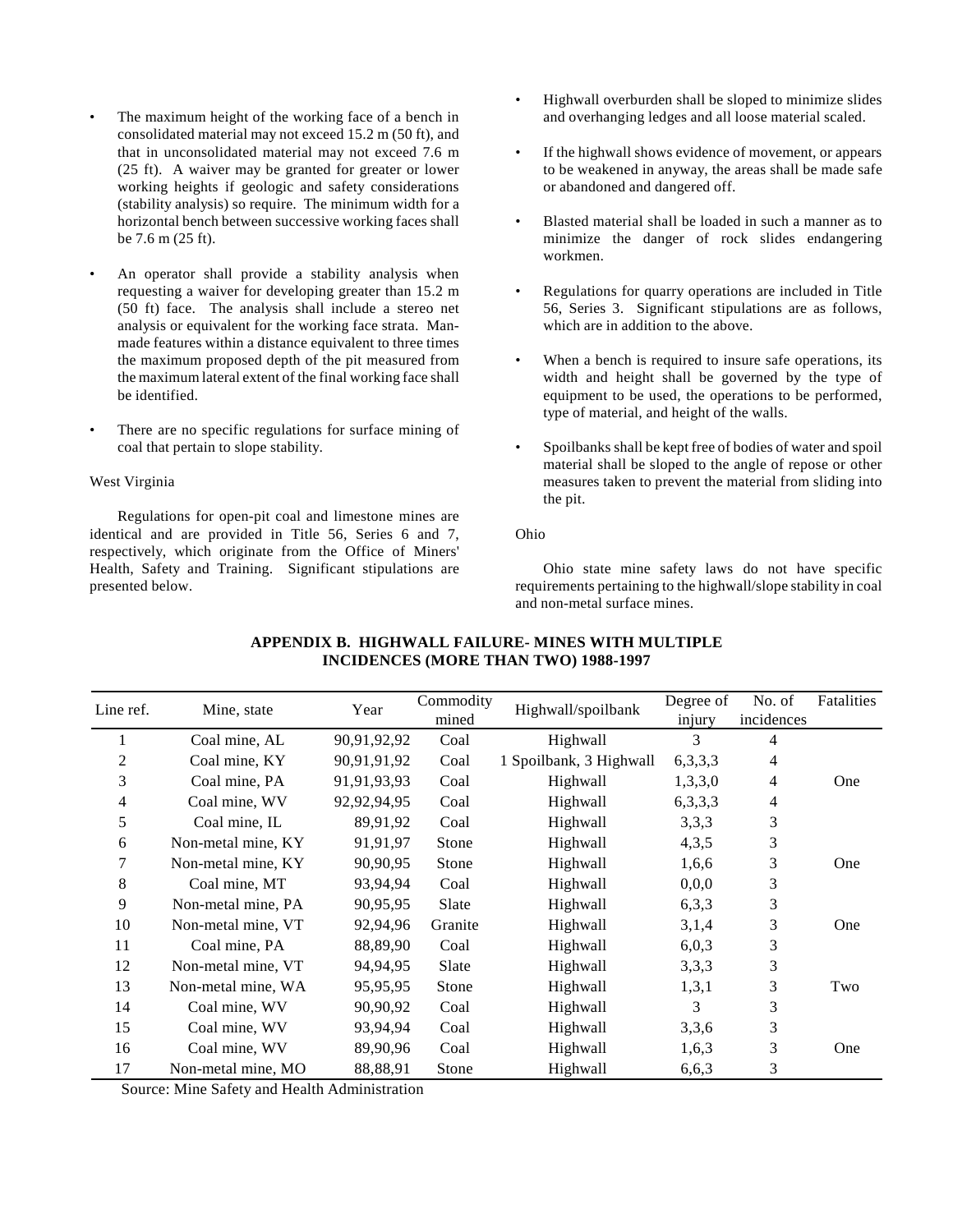- The maximum height of the working face of a bench in consolidated material may not exceed 15.2 m (50 ft), and that in unconsolidated material may not exceed 7.6 m (25 ft). A waiver may be granted for greater or lower working heights if geologic and safety considerations (stability analysis) so require. The minimum width for a horizontal bench between successive working faces shall be 7.6 m (25 ft).

- An operator shall provide a stability analysis when requesting a waiver for developing greater than 15.2 m (50 ft) face. The analysis shall include a stereo net analysis or equivalent for the working face strata. Man-made features within a distance equivalent to three times the maximum proposed depth of the pit measured from the maximum lateral extent of the final working face shall be identified.

- There are no specific regulations for surface mining of coal that pertain to slope stability.

West Virginia

Regulations for open-pit coal and limestone mines are identical and are provided in Title 56, Series 6 and 7, respectively, which originate from the Office of Miners' Health, Safety and Training. Significant stipulations are presented below.

- Highwall overburden shall be sloped to minimize slides and overhanging ledges and all loose material scaled.

- If the highwall shows evidence of movement, or appears to be weakened in anyway, the areas shall be made safe or abandoned and dangered off.

- Blasted material shall be loaded in such a manner as to minimize the danger of rock slides endangering workmen.

- Regulations for quarry operations are included in Title 56, Series 3. Significant stipulations are as follows, which are in addition to the above.

- When a bench is required to insure safe operations, its width and height shall be governed by the type of equipment to be used, the operations to be performed, type of material, and height of the walls.

- Spoilbanks shall be kept free of bodies of water and spoil material shall be sloped to the angle of repose or other measures taken to prevent the material from sliding into the pit.

Ohio

Ohio state mine safety laws do not have specific requirements pertaining to the highwall/slope stability in coal and non-metal surface mines.

## APPENDIX B. HIGHWALL FAILURE- MINES WITH MULTIPLE INCIDENCES (MORE THAN TWO) 1988-1997

| Line ref. | Mine, state | Year | Commodity mined | Highwall/spoilbank | Degree of injury | No. of incidences | Fatalities |
|---|---|---|---|---|---|---|---|
| 1 | Coal mine, AL | 90,91,92,92 | Coal | Highwall | 3 | 4 | |
| 2 | Coal mine, KY | 90,91,91,92 | Coal | 1 Spoilbank, 3 Highwall | 6,3,3,3 | 4 | |
| 3 | Coal mine, PA | 91,91,93,93 | Coal | Highwall | 1,3,3,0 | 4 | One |
| 4 | Coal mine, WV | 92,92,94,95 | Coal | Highwall | 6,3,3,3 | 4 | |
| 5 | Coal mine, IL | 89,91,92 | Coal | Highwall | 3,3,3 | 3 | |
| 6 | Non-metal mine, KY | 91,91,97 | Stone | Highwall | 4,3,5 | 3 | |
| 7 | Non-metal mine, KY | 90,90,95 | Stone | Highwall | 1,6,6 | 3 | One |
| 8 | Coal mine, MT | 93,94,94 | Coal | Highwall | 0,0,0 | 3 | |
| 9 | Non-metal mine, PA | 90,95,95 | Slate | Highwall | 6,3,3 | 3 | |
| 10 | Non-metal mine, VT | 92,94,96 | Granite | Highwall | 3,1,4 | 3 | One |
| 11 | Coal mine, PA | 88,89,90 | Coal | Highwall | 6,0,3 | 3 | |
| 12 | Non-metal mine, VT | 94,94,95 | Slate | Highwall | 3,3,3 | 3 | |
| 13 | Non-metal mine, WA | 95,95,95 | Stone | Highwall | 1,3,1 | 3 | Two |
| 14 | Coal mine, WV | 90,90,92 | Coal | Highwall | 3 | 3 | |
| 15 | Coal mine, WV | 93,94,94 | Coal | Highwall | 3,3,6 | 3 | |
| 16 | Coal mine, WV | 89,90,96 | Coal | Highwall | 1,6,3 | 3 | One |
| 17 | Non-metal mine, MO | 88,88,91 | Stone | Highwall | 6,6,3 | 3 | |

Source: Mine Safety and Health Administration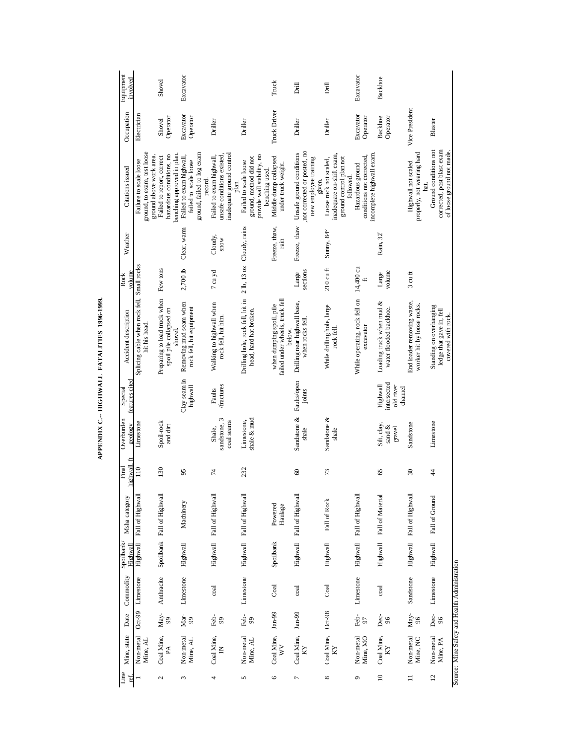# APPENDIX C.-- HIGHWALL FATALITIES 1996-1999.

| Line ref. | Mine, state | Date | Commodity | Spoilbank/ Highwall | Msha category | Final highwall, ft | Overburden geology | Special features cited | Accident description | Rock volume | Weather | Citations issued | Occupation | Equipment involved |
|---|---|---|---|---|---|---|---|---|---|---|---|---|---|---|
| 1 | Non-metal Mine, AL | Oct-99 | Limestone | Highwall | Fall of Highwall | 110 | Limestone | | Splicing cable when rock fell, hit his head. | Small rocks | | Failure to scale loose ground, to exam, test loose ground above work area. | Electrician | |
| 2 | Coal Mine, PA | May-99 | Anthracite | Spoilbank | Fall of Highwall | 130 | Spoil-rock and dirt | | Preparing to load truck when spoil pile collapsed on shovel. | Few tons | | Failed to report, correct hazardous conditions, no benching approved in plan. | Shovel Operator | Shovel |
| 3 | Non-metal Mine, AL | Mar-99 | Limestone | Highwall | Machinery | 95 | | Clay seam in highwall | Removing mud seam when rock fell, hit equipment | 2,700 lb | Clear, warm | Failed to exam highwall, failed to scale loose ground, failed to log exam record. | Excavator Operator | Excavator |
| 4 | Coal Mine, IN | Feb-99 | coal | Highwall | Fall of Highwall | 74 | Shale, sandstone, 3 coal seams | Faults /fractures | Walking to highwall when rock fell, hit him. | 7 cu yd | Cloudy, snow | Failed to exam highwall, unsafe conditions existed, inadequate ground control plan. | Driller | |
| 5 | Non-metal Mine, AL | Feb-99 | Limestone | Highwall | Fall of Highwall | 232 | Limestone, shale & mud | | Drilling hole, rock fell, hit in head, hard hat broken. | 2 lb, 13 oz | Cloudy, rains | Failed to scale loose ground, method did not provide wall stability, no benching used. | Driller | |
| 6 | Coal Mine, WV | Jan-99 | Coal | Spoilbank | Powered Haulage | | | | when dumping spoil, pile failed under wheels, truck fell below. | | Freeze, thaw, rain | Middle dump collapsed under truck weight. | Truck Driver | Truck |
| 7 | Coal Mine, KY | Jan-99 | coal | Highwall | Fall of Highwall | 60 | Sandstone & shale | Faults/open joints | Drilling near highwall base, when rocks fell. | Large sections | Freeze, thaw | Unsafe ground conditions not corrected or posted, no new employee training given. | Driller | Drill |
| 8 | Coal Mine, KY | Oct-98 | Coal | Highwall | Fall of Rock | 73 | Sandstone & shale | | While drilling hole, large rock fell. | 210 cu ft | Sunny, 84° | Loose rock not scaled, inadequate on-shift exam, ground control plan not followed. | Driller | Drill |
| 9 | Non-metal Mine, MO | Feb-97 | Limestone | Highwall | Fall of Highwall | | | | While operating, rock fell on excavator | 14,400 cu ft | | Hazardous ground conditions not corrected, incomplete highwall exam. | Excavator Operator | Excavator |
| 10 | Coal Mine, KY | Dec-96 | coal | Highwall | Fall of Material | 65 | Silt, clay, sand & gravel | Highwall intersected old river channel | Loading truck when mud & water flooded backhoe. | Large volume | Rain, 32° | | Backhoe Operator | Backhoe |
| 11 | Non-metal Mine, NC | May-96 | Sandstone | Highwall | Fall of Highwall | 30 | Sandstone | | End loader removing waste, worker hit by loose rocks. | 3 cu ft | | Highwall not scaled properly, not wearing hard hat. | Vice President | |
| 12 | Non-metal Mine, PA | Dec-96 | Limestone | Highwall | Fall of Ground | 44 | Limestone | | Standing on overhanging ledge that gave in, fell covered with rock. | | | Ground conditions not corrected, post blast exam of loose ground not made. | Blaster | |

Source: Mine Safety and Health Administration